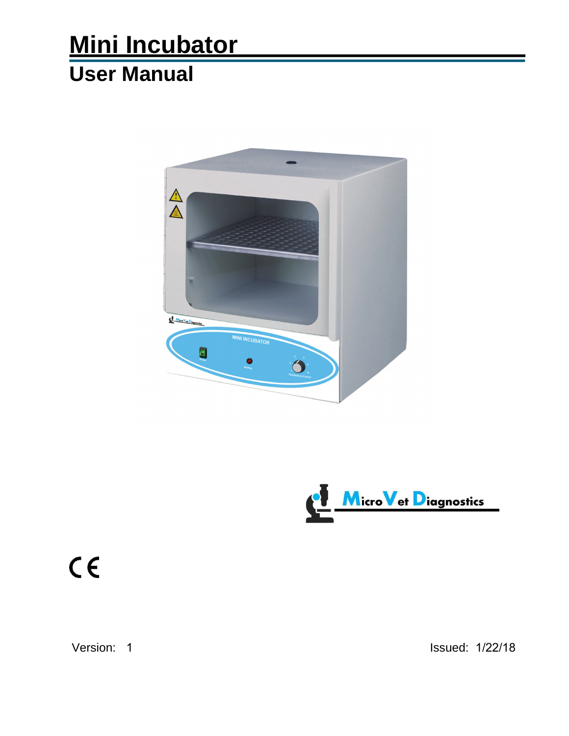# Mini Incubator

## User Manual

MicroVet Diagnostics

CE

Version: 1

Issued: 1/22/18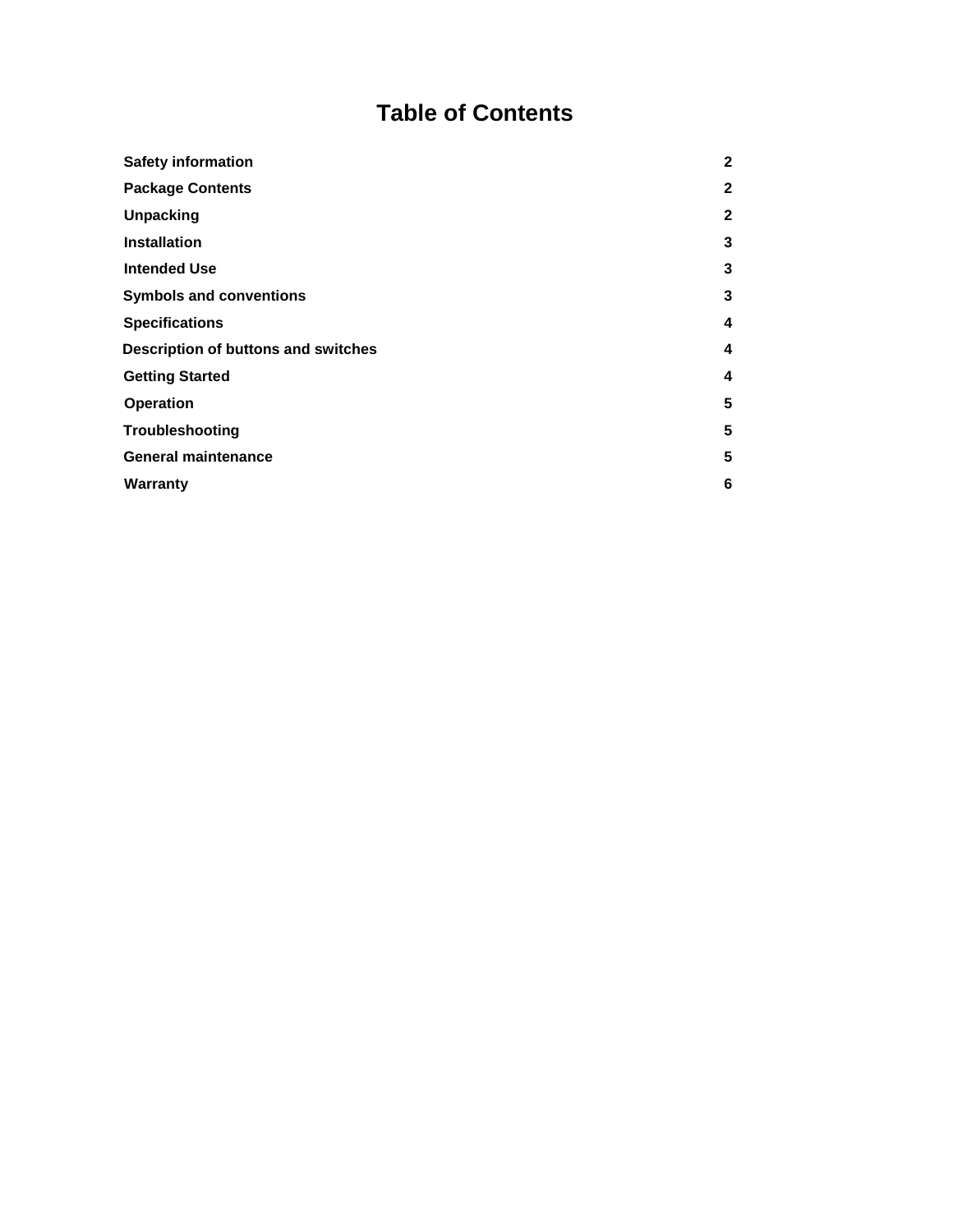# Table of Contents

| | |
|---|---|
| **Safety information** | **2** |
| **Package Contents** | **2** |
| **Unpacking** | **2** |
| **Installation** | **3** |
| **Intended Use** | **3** |
| **Symbols and conventions** | **3** |
| **Specifications** | **4** |
| **Description of buttons and switches** | **4** |
| **Getting Started** | **4** |
| **Operation** | **5** |
| **Troubleshooting** | **5** |
| **General maintenance** | **5** |
| **Warranty** | **6** |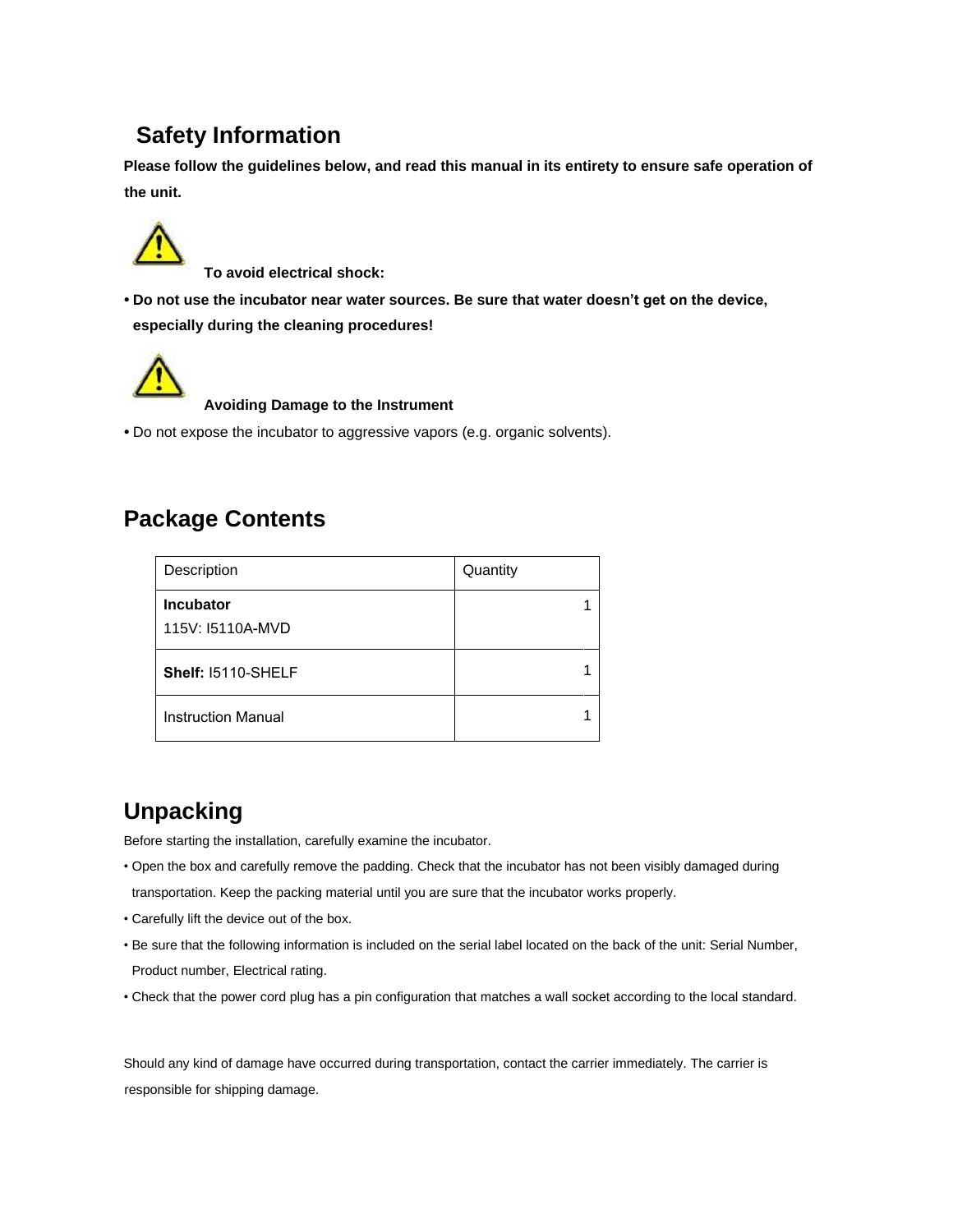## Safety Information

**Please follow the guidelines below, and read this manual in its entirety to ensure safe operation of the unit.**

**To avoid electrical shock:**

- **Do not use the incubator near water sources. Be sure that water doesn't get on the device, especially during the cleaning procedures!**

**Avoiding Damage to the Instrument**

- Do not expose the incubator to aggressive vapors (e.g. organic solvents).

## Package Contents

| Description | Quantity |
|---|---|
| **Incubator**<br>115V: I5110A-MVD | 1 |
| **Shelf:** I5110-SHELF | 1 |
| Instruction Manual | 1 |

## Unpacking

Before starting the installation, carefully examine the incubator.

- Open the box and carefully remove the padding. Check that the incubator has not been visibly damaged during transportation. Keep the packing material until you are sure that the incubator works properly.
- Carefully lift the device out of the box.
- Be sure that the following information is included on the serial label located on the back of the unit: Serial Number, Product number, Electrical rating.
- Check that the power cord plug has a pin configuration that matches a wall socket according to the local standard.

Should any kind of damage have occurred during transportation, contact the carrier immediately. The carrier is responsible for shipping damage.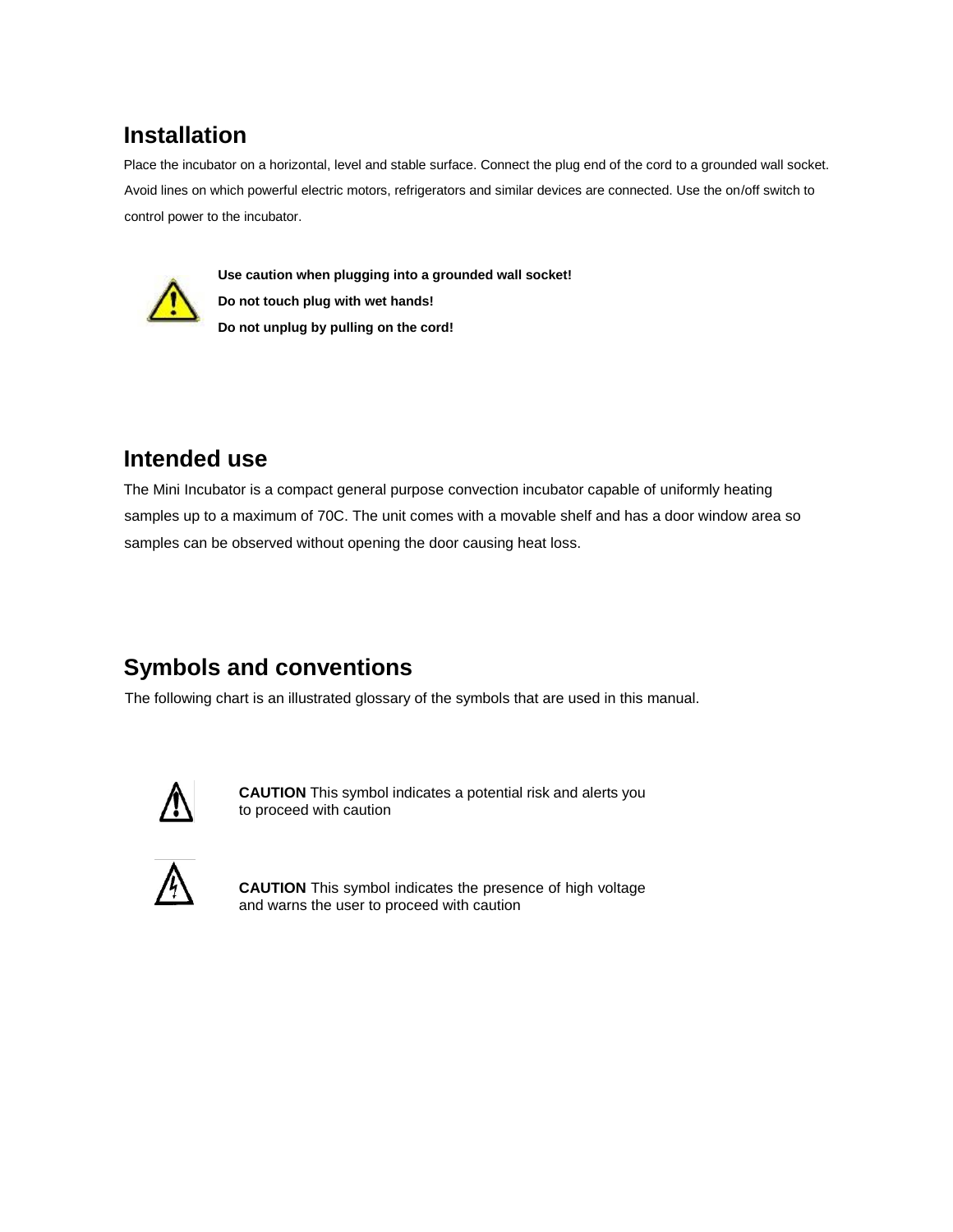## Installation

Place the incubator on a horizontal, level and stable surface. Connect the plug end of the cord to a grounded wall socket. Avoid lines on which powerful electric motors, refrigerators and similar devices are connected. Use the on/off switch to control power to the incubator.

**Use caution when plugging into a grounded wall socket!**
**Do not touch plug with wet hands!**
**Do not unplug by pulling on the cord!**

## Intended use

The Mini Incubator is a compact general purpose convection incubator capable of uniformly heating samples up to a maximum of 70C. The unit comes with a movable shelf and has a door window area so samples can be observed without opening the door causing heat loss.

## Symbols and conventions

The following chart is an illustrated glossary of the symbols that are used in this manual.

**CAUTION** This symbol indicates a potential risk and alerts you to proceed with caution

**CAUTION** This symbol indicates the presence of high voltage and warns the user to proceed with caution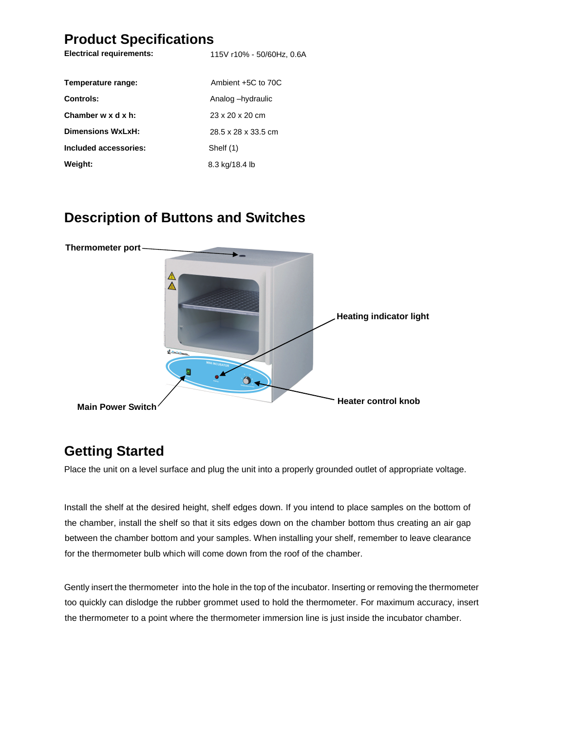## Product Specifications

| | |
|---|---|
| **Electrical requirements:** | 115V r10% - 50/60Hz, 0.6A |
| **Temperature range:** | Ambient +5C to 70C |
| **Controls:** | Analog –hydraulic |
| **Chamber w x d x h:** | 23 x 20 x 20 cm |
| **Dimensions WxLxH:** | 28.5 x 28 x 33.5 cm |
| **Included accessories:** | Shelf (1) |
| **Weight:** | 8.3 kg/18.4 lb |

## Description of Buttons and Switches

**Thermometer port**

**Heating indicator light**

**Main Power Switch**

**Heater control knob**

## Getting Started

Place the unit on a level surface and plug the unit into a properly grounded outlet of appropriate voltage.

Install the shelf at the desired height, shelf edges down. If you intend to place samples on the bottom of the chamber, install the shelf so that it sits edges down on the chamber bottom thus creating an air gap between the chamber bottom and your samples. When installing your shelf, remember to leave clearance for the thermometer bulb which will come down from the roof of the chamber.

Gently insert the thermometer into the hole in the top of the incubator. Inserting or removing the thermometer too quickly can dislodge the rubber grommet used to hold the thermometer. For maximum accuracy, insert the thermometer to a point where the thermometer immersion line is just inside the incubator chamber.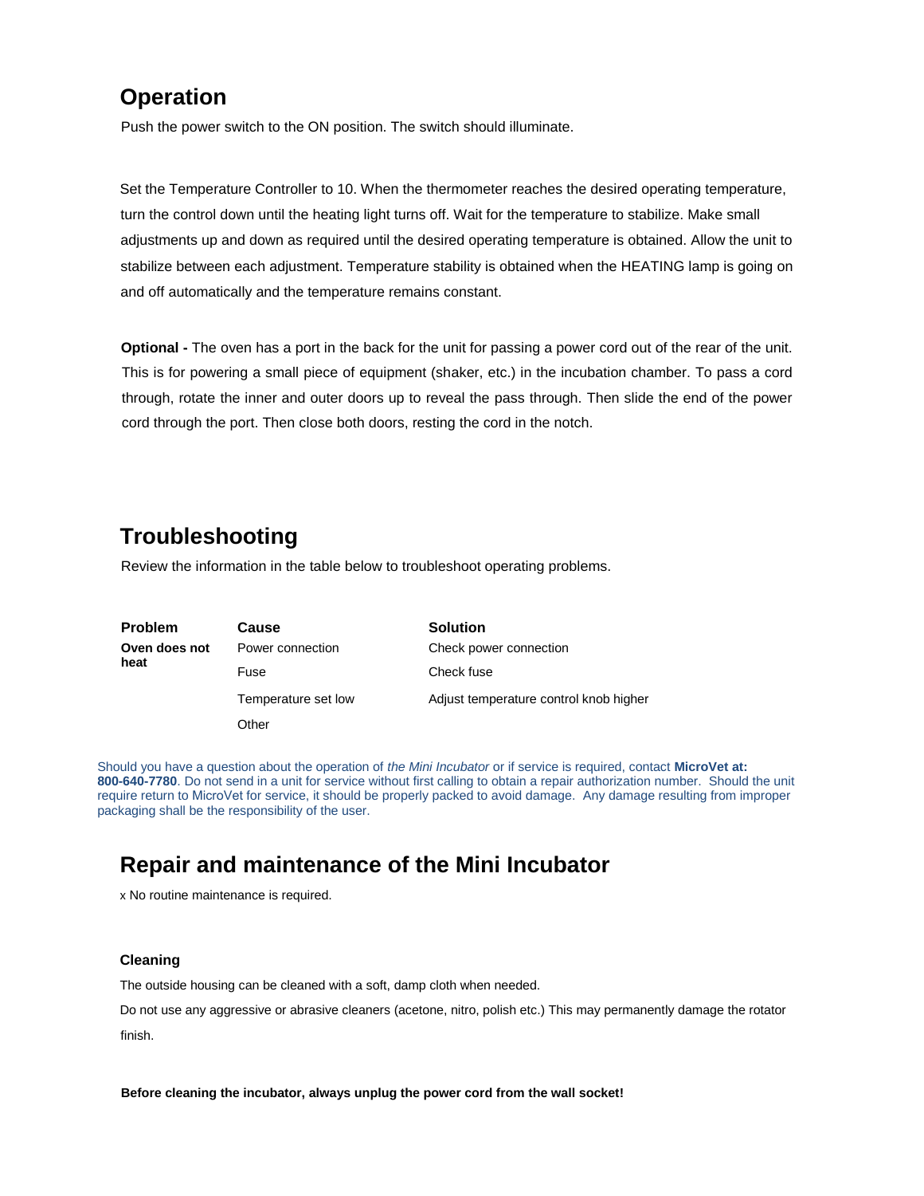## Operation

Push the power switch to the ON position. The switch should illuminate.

Set the Temperature Controller to 10. When the thermometer reaches the desired operating temperature, turn the control down until the heating light turns off. Wait for the temperature to stabilize. Make small adjustments up and down as required until the desired operating temperature is obtained. Allow the unit to stabilize between each adjustment. Temperature stability is obtained when the HEATING lamp is going on and off automatically and the temperature remains constant.

**Optional -** The oven has a port in the back for the unit for passing a power cord out of the rear of the unit. This is for powering a small piece of equipment (shaker, etc.) in the incubation chamber. To pass a cord through, rotate the inner and outer doors up to reveal the pass through. Then slide the end of the power cord through the port. Then close both doors, resting the cord in the notch.

## Troubleshooting

Review the information in the table below to troubleshoot operating problems.

| Problem | Cause | Solution |
|---|---|---|
| **Oven does not heat** | Power connection | Check power connection |
| | Fuse | Check fuse |
| | Temperature set low | Adjust temperature control knob higher |
| | Other | |

Should you have a question about the operation of *the Mini Incubator* or if service is required, contact **MicroVet at: 800-640-7780**. Do not send in a unit for service without first calling to obtain a repair authorization number. Should the unit require return to MicroVet for service, it should be properly packed to avoid damage. Any damage resulting from improper packaging shall be the responsibility of the user.

## Repair and maintenance of the Mini Incubator

- No routine maintenance is required.

### Cleaning

The outside housing can be cleaned with a soft, damp cloth when needed.

Do not use any aggressive or abrasive cleaners (acetone, nitro, polish etc.) This may permanently damage the rotator finish.

**Before cleaning the incubator, always unplug the power cord from the wall socket!**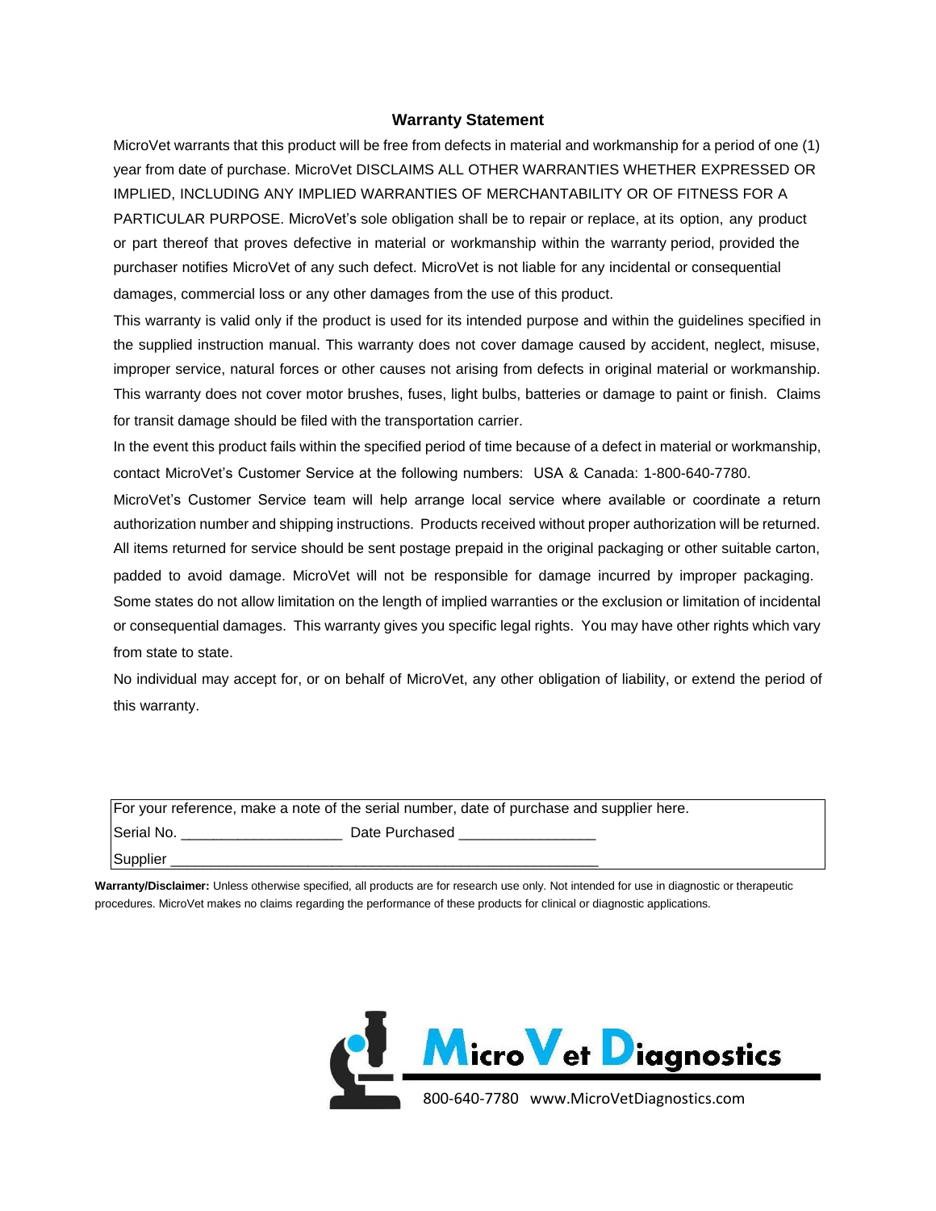## Warranty Statement

MicroVet warrants that this product will be free from defects in material and workmanship for a period of one (1) year from date of purchase. MicroVet DISCLAIMS ALL OTHER WARRANTIES WHETHER EXPRESSED OR IMPLIED, INCLUDING ANY IMPLIED WARRANTIES OF MERCHANTABILITY OR OF FITNESS FOR A PARTICULAR PURPOSE. MicroVet's sole obligation shall be to repair or replace, at its option, any product or part thereof that proves defective in material or workmanship within the warranty period, provided the purchaser notifies MicroVet of any such defect. MicroVet is not liable for any incidental or consequential damages, commercial loss or any other damages from the use of this product.

This warranty is valid only if the product is used for its intended purpose and within the guidelines specified in the supplied instruction manual. This warranty does not cover damage caused by accident, neglect, misuse, improper service, natural forces or other causes not arising from defects in original material or workmanship. This warranty does not cover motor brushes, fuses, light bulbs, batteries or damage to paint or finish. Claims for transit damage should be filed with the transportation carrier.

In the event this product fails within the specified period of time because of a defect in material or workmanship, contact MicroVet's Customer Service at the following numbers: USA & Canada: 1-800-640-7780.

MicroVet's Customer Service team will help arrange local service where available or coordinate a return authorization number and shipping instructions. Products received without proper authorization will be returned. All items returned for service should be sent postage prepaid in the original packaging or other suitable carton, padded to avoid damage. MicroVet will not be responsible for damage incurred by improper packaging. Some states do not allow limitation on the length of implied warranties or the exclusion or limitation of incidental or consequential damages. This warranty gives you specific legal rights. You may have other rights which vary from state to state.

No individual may accept for, or on behalf of MicroVet, any other obligation of liability, or extend the period of this warranty.

For your reference, make a note of the serial number, date of purchase and supplier here.

Serial No. ____________________ Date Purchased _________________

Supplier ______________________________________________________

**Warranty/Disclaimer:** Unless otherwise specified, all products are for research use only. Not intended for use in diagnostic or therapeutic procedures. MicroVet makes no claims regarding the performance of these products for clinical or diagnostic applications.

MicroVet Diagnostics

800-640-7780 www.MicroVetDiagnostics.com